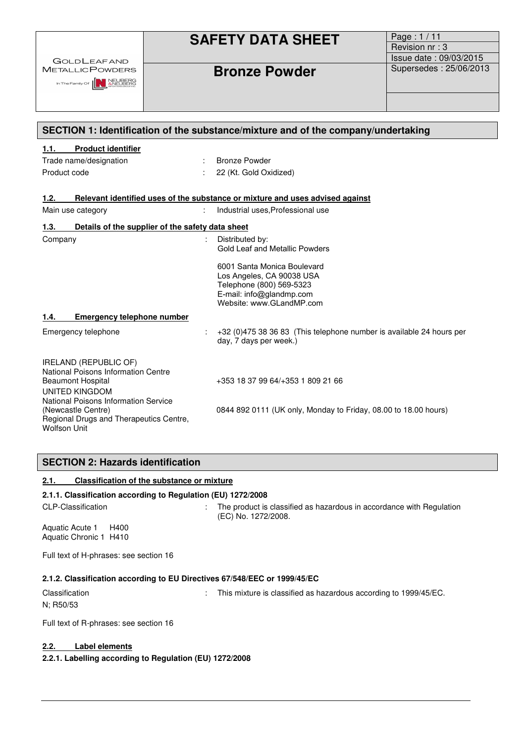GOLDLEAFAND METALLICPOWDERS

In The Family Of NEUBERG & NEUBERG

# SAFETY DATA SHEET

# Bronze Powder

Page : 1 / 11
Revision nr : 3
Issue date : 09/03/2015
Supersedes : 25/06/2013

## SECTION 1: Identification of the substance/mixture and of the company/undertaking

### 1.1. Product identifier

Trade name/designation : Bronze Powder

Product code : 22 (Kt. Gold Oxidized)

### 1.2. Relevant identified uses of the substance or mixture and uses advised against

Main use category : Industrial uses,Professional use

### 1.3. Details of the supplier of the safety data sheet

Company : Distributed by:
Gold Leaf and Metallic Powders

6001 Santa Monica Boulevard
Los Angeles, CA 90038 USA
Telephone (800) 569-5323
E-mail: info@glandmp.com
Website: www.GLandMP.com

### 1.4. Emergency telephone number

Emergency telephone : +32 (0)475 38 36 83 (This telephone number is available 24 hours per day, 7 days per week.)

IRELAND (REPUBLIC OF)
National Poisons Information Centre
Beaumont Hospital : +353 18 37 99 64/+353 1 809 21 66

UNITED KINGDOM
National Poisons Information Service (Newcastle Centre)
Regional Drugs and Therapeutics Centre, Wolfson Unit : 0844 892 0111 (UK only, Monday to Friday, 08.00 to 18.00 hours)

## SECTION 2: Hazards identification

### 2.1. Classification of the substance or mixture

#### 2.1.1. Classification according to Regulation (EU) 1272/2008

CLP-Classification : The product is classified as hazardous in accordance with Regulation (EC) No. 1272/2008.

Aquatic Acute 1 H400
Aquatic Chronic 1 H410

Full text of H-phrases: see section 16

#### 2.1.2. Classification according to EU Directives 67/548/EEC or 1999/45/EC

Classification : This mixture is classified as hazardous according to 1999/45/EC.

N; R50/53

Full text of R-phrases: see section 16

### 2.2. Label elements

#### 2.2.1. Labelling according to Regulation (EU) 1272/2008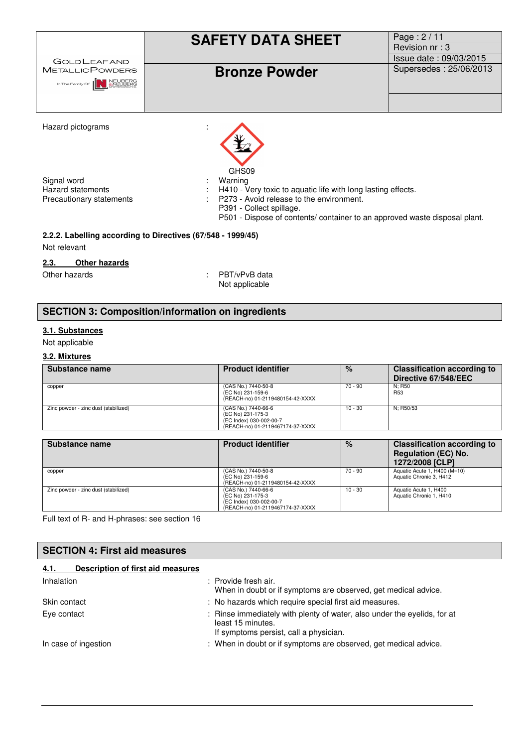Hazard pictograms :

GHS09

Signal word : Warning

Hazard statements : H410 - Very toxic to aquatic life with long lasting effects.

Precautionary statements : P273 - Avoid release to the environment.
P391 - Collect spillage.
P501 - Dispose of contents/ container to an approved waste disposal plant.

**2.2.2. Labelling according to Directives (67/548 - 1999/45)**

Not relevant

## 2.3. Other hazards

Other hazards : PBT/vPvB data
Not applicable

## SECTION 3: Composition/information on ingredients

### 3.1. Substances

Not applicable

### 3.2. Mixtures

| Substance name | Product identifier | % | Classification according to Directive 67/548/EEC |
|---|---|---|---|
| copper | (CAS No.) 7440-50-8<br>(EC No) 231-159-6<br>(REACH-no) 01-2119480154-42-XXXX | 70 - 90 | N; R50<br>R53 |
| Zinc powder - zinc dust (stabilized) | (CAS No.) 7440-66-6<br>(EC No) 231-175-3<br>(EC Index) 030-002-00-7<br>(REACH-no) 01-2119467174-37-XXXX | 10 - 30 | N; R50/53 |

| Substance name | Product identifier | % | Classification according to Regulation (EC) No. 1272/2008 [CLP] |
|---|---|---|---|
| copper | (CAS No.) 7440-50-8<br>(EC No) 231-159-6<br>(REACH-no) 01-2119480154-42-XXXX | 70 - 90 | Aquatic Acute 1, H400 (M=10)<br>Aquatic Chronic 3, H412 |
| Zinc powder - zinc dust (stabilized) | (CAS No.) 7440-66-6<br>(EC No) 231-175-3<br>(EC Index) 030-002-00-7<br>(REACH-no) 01-2119467174-37-XXXX | 10 - 30 | Aquatic Acute 1, H400<br>Aquatic Chronic 1, H410 |

Full text of R- and H-phrases: see section 16

## SECTION 4: First aid measures

### 4.1. Description of first aid measures

Inhalation : Provide fresh air.
When in doubt or if symptoms are observed, get medical advice.

Skin contact : No hazards which require special first aid measures.

Eye contact : Rinse immediately with plenty of water, also under the eyelids, for at least 15 minutes.
If symptoms persist, call a physician.

In case of ingestion : When in doubt or if symptoms are observed, get medical advice.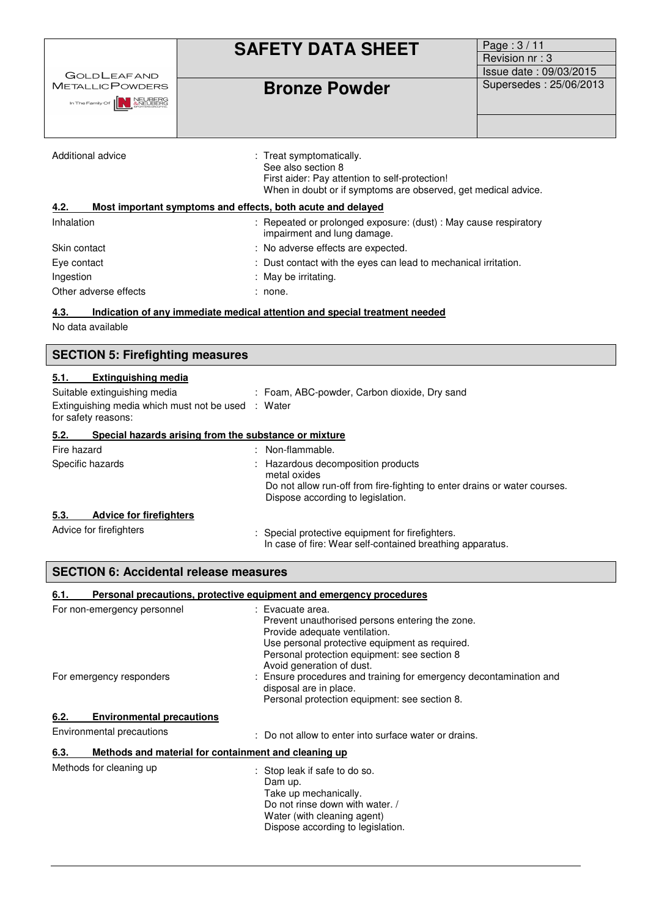| | |
|---|---|
| Additional advice | : Treat symptomatically.<br>See also section 8<br>First aider: Pay attention to self-protection!<br>When in doubt or if symptoms are observed, get medical advice. |

### 4.2. Most important symptoms and effects, both acute and delayed

| | |
|---|---|
| Inhalation | : Repeated or prolonged exposure: (dust) : May cause respiratory impairment and lung damage. |
| Skin contact | : No adverse effects are expected. |
| Eye contact | : Dust contact with the eyes can lead to mechanical irritation. |
| Ingestion | : May be irritating. |
| Other adverse effects | : none. |

### 4.3. Indication of any immediate medical attention and special treatment needed

No data available

## SECTION 5: Firefighting measures

### 5.1. Extinguishing media

| | |
|---|---|
| Suitable extinguishing media | : Foam, ABC-powder, Carbon dioxide, Dry sand |
| Extinguishing media which must not be used for safety reasons: | : Water |

### 5.2. Special hazards arising from the substance or mixture

| | |
|---|---|
| Fire hazard | : Non-flammable. |
| Specific hazards | : Hazardous decomposition products<br>metal oxides<br>Do not allow run-off from fire-fighting to enter drains or water courses.<br>Dispose according to legislation. |

### 5.3. Advice for firefighters

| | |
|---|---|
| Advice for firefighters | : Special protective equipment for firefighters.<br>In case of fire: Wear self-contained breathing apparatus. |

## SECTION 6: Accidental release measures

### 6.1. Personal precautions, protective equipment and emergency procedures

| | |
|---|---|
| For non-emergency personnel | : Evacuate area.<br>Prevent unauthorised persons entering the zone.<br>Provide adequate ventilation.<br>Use personal protective equipment as required.<br>Personal protection equipment: see section 8<br>Avoid generation of dust. |
| For emergency responders | : Ensure procedures and training for emergency decontamination and disposal are in place.<br>Personal protection equipment: see section 8. |

### 6.2. Environmental precautions

| | |
|---|---|
| Environmental precautions | : Do not allow to enter into surface water or drains. |

### 6.3. Methods and material for containment and cleaning up

| | |
|---|---|
| Methods for cleaning up | : Stop leak if safe to do so.<br>Dam up.<br>Take up mechanically.<br>Do not rinse down with water. /<br>Water (with cleaning agent)<br>Dispose according to legislation. |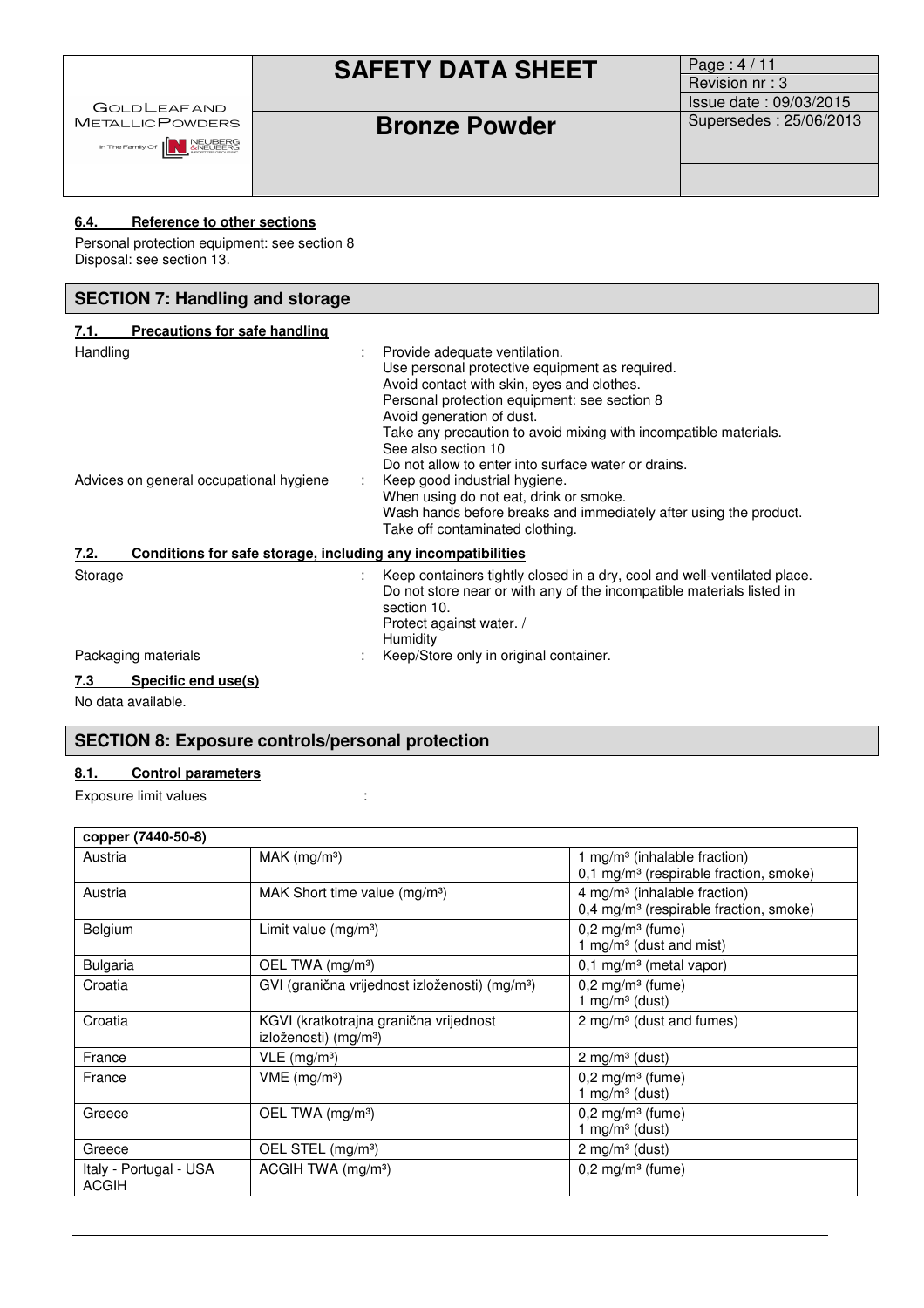#### 6.4. Reference to other sections

Personal protection equipment: see section 8
Disposal: see section 13.

## SECTION 7: Handling and storage

#### 7.1. Precautions for safe handling

Handling : Provide adequate ventilation.
Use personal protective equipment as required.
Avoid contact with skin, eyes and clothes.
Personal protection equipment: see section 8
Avoid generation of dust.
Take any precaution to avoid mixing with incompatible materials.
See also section 10
Do not allow to enter into surface water or drains.

Advices on general occupational hygiene : Keep good industrial hygiene.
When using do not eat, drink or smoke.
Wash hands before breaks and immediately after using the product.
Take off contaminated clothing.

#### 7.2. Conditions for safe storage, including any incompatibilities

Storage : Keep containers tightly closed in a dry, cool and well-ventilated place.
Do not store near or with any of the incompatible materials listed in section 10.
Protect against water. / Humidity

Packaging materials : Keep/Store only in original container.

#### 7.3 Specific end use(s)

No data available.

## SECTION 8: Exposure controls/personal protection

#### 8.1. Control parameters

Exposure limit values :

| copper (7440-50-8) | | |
|---|---|---|
| Austria | MAK (mg/m³) | 1 mg/m³ (inhalable fraction)<br>0,1 mg/m³ (respirable fraction, smoke) |
| Austria | MAK Short time value (mg/m³) | 4 mg/m³ (inhalable fraction)<br>0,4 mg/m³ (respirable fraction, smoke) |
| Belgium | Limit value (mg/m³) | 0,2 mg/m³ (fume)<br>1 mg/m³ (dust and mist) |
| Bulgaria | OEL TWA (mg/m³) | 0,1 mg/m³ (metal vapor) |
| Croatia | GVI (granična vrijednost izloženosti) (mg/m³) | 0,2 mg/m³ (fume)<br>1 mg/m³ (dust) |
| Croatia | KGVI (kratkotrajna granična vrijednost izloženosti) (mg/m³) | 2 mg/m³ (dust and fumes) |
| France | VLE (mg/m³) | 2 mg/m³ (dust) |
| France | VME (mg/m³) | 0,2 mg/m³ (fume)<br>1 mg/m³ (dust) |
| Greece | OEL TWA (mg/m³) | 0,2 mg/m³ (fume)<br>1 mg/m³ (dust) |
| Greece | OEL STEL (mg/m³) | 2 mg/m³ (dust) |
| Italy - Portugal - USA ACGIH | ACGIH TWA (mg/m³) | 0,2 mg/m³ (fume) |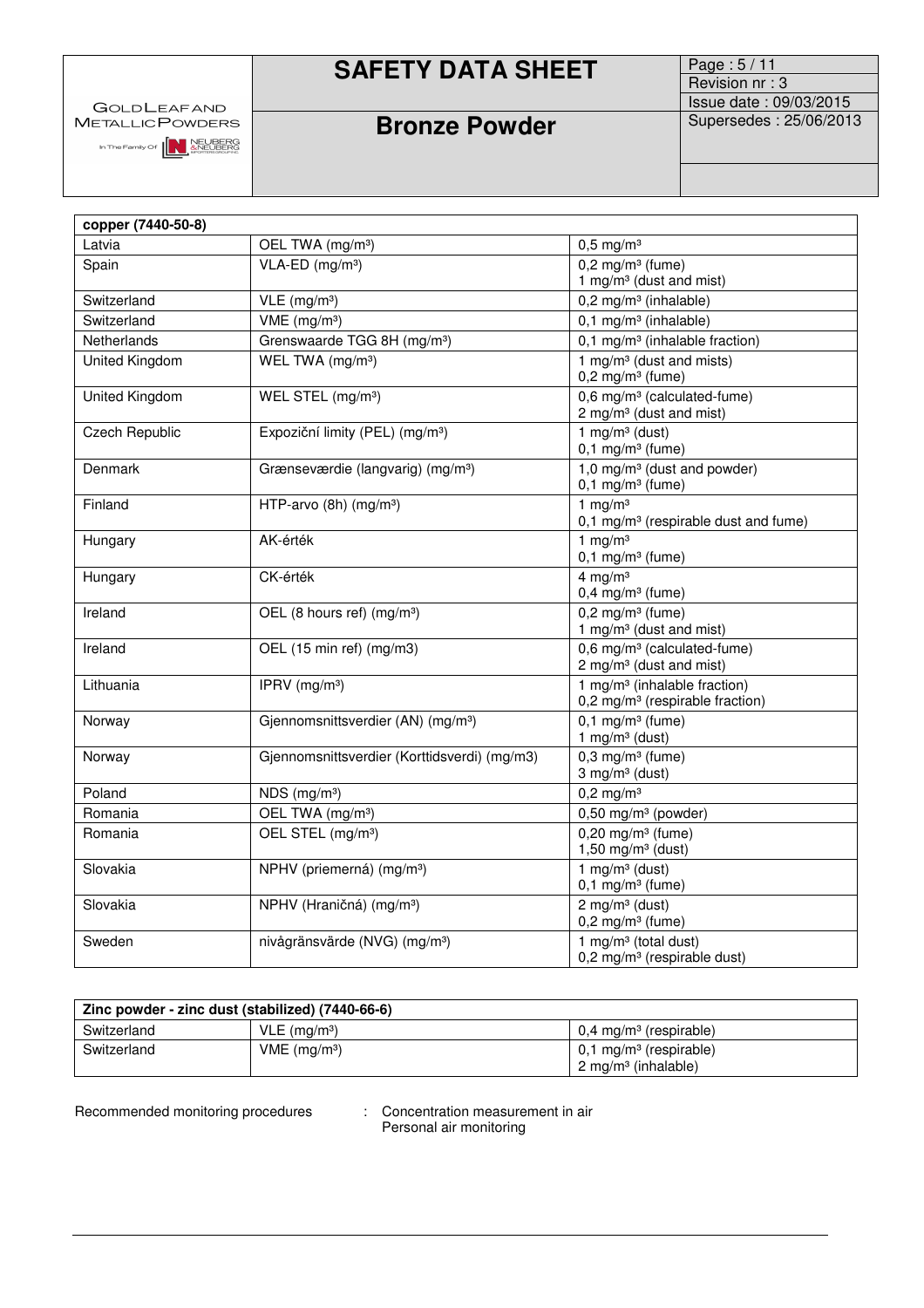| copper (7440-50-8) | | |
| --- | --- | --- |
| Latvia | OEL TWA (mg/m³) | 0,5 mg/m³ |
| Spain | VLA-ED (mg/m³) | 0,2 mg/m³ (fume)<br>1 mg/m³ (dust and mist) |
| Switzerland | VLE (mg/m³) | 0,2 mg/m³ (inhalable) |
| Switzerland | VME (mg/m³) | 0,1 mg/m³ (inhalable) |
| Netherlands | Grenswaarde TGG 8H (mg/m³) | 0,1 mg/m³ (inhalable fraction) |
| United Kingdom | WEL TWA (mg/m³) | 1 mg/m³ (dust and mists)<br>0,2 mg/m³ (fume) |
| United Kingdom | WEL STEL (mg/m³) | 0,6 mg/m³ (calculated-fume)<br>2 mg/m³ (dust and mist) |
| Czech Republic | Expoziční limity (PEL) (mg/m³) | 1 mg/m³ (dust)<br>0,1 mg/m³ (fume) |
| Denmark | Grænseværdie (langvarig) (mg/m³) | 1,0 mg/m³ (dust and powder)<br>0,1 mg/m³ (fume) |
| Finland | HTP-arvo (8h) (mg/m³) | 1 mg/m³<br>0,1 mg/m³ (respirable dust and fume) |
| Hungary | AK-érték | 1 mg/m³<br>0,1 mg/m³ (fume) |
| Hungary | CK-érték | 4 mg/m³<br>0,4 mg/m³ (fume) |
| Ireland | OEL (8 hours ref) (mg/m³) | 0,2 mg/m³ (fume)<br>1 mg/m³ (dust and mist) |
| Ireland | OEL (15 min ref) (mg/m3) | 0,6 mg/m³ (calculated-fume)<br>2 mg/m³ (dust and mist) |
| Lithuania | IPRV (mg/m³) | 1 mg/m³ (inhalable fraction)<br>0,2 mg/m³ (respirable fraction) |
| Norway | Gjennomsnittsverdier (AN) (mg/m³) | 0,1 mg/m³ (fume)<br>1 mg/m³ (dust) |
| Norway | Gjennomsnittsverdier (Korttidsverdi) (mg/m3) | 0,3 mg/m³ (fume)<br>3 mg/m³ (dust) |
| Poland | NDS (mg/m³) | 0,2 mg/m³ |
| Romania | OEL TWA (mg/m³) | 0,50 mg/m³ (powder) |
| Romania | OEL STEL (mg/m³) | 0,20 mg/m³ (fume)<br>1,50 mg/m³ (dust) |
| Slovakia | NPHV (priemerná) (mg/m³) | 1 mg/m³ (dust)<br>0,1 mg/m³ (fume) |
| Slovakia | NPHV (Hraničná) (mg/m³) | 2 mg/m³ (dust)<br>0,2 mg/m³ (fume) |
| Sweden | nivågränsvärde (NVG) (mg/m³) | 1 mg/m³ (total dust)<br>0,2 mg/m³ (respirable dust) |

| Zinc powder - zinc dust (stabilized) (7440-66-6) | | |
| --- | --- | --- |
| Switzerland | VLE (mg/m³) | 0,4 mg/m³ (respirable) |
| Switzerland | VME (mg/m³) | 0,1 mg/m³ (respirable)<br>2 mg/m³ (inhalable) |

Recommended monitoring procedures : Concentration measurement in air
Personal air monitoring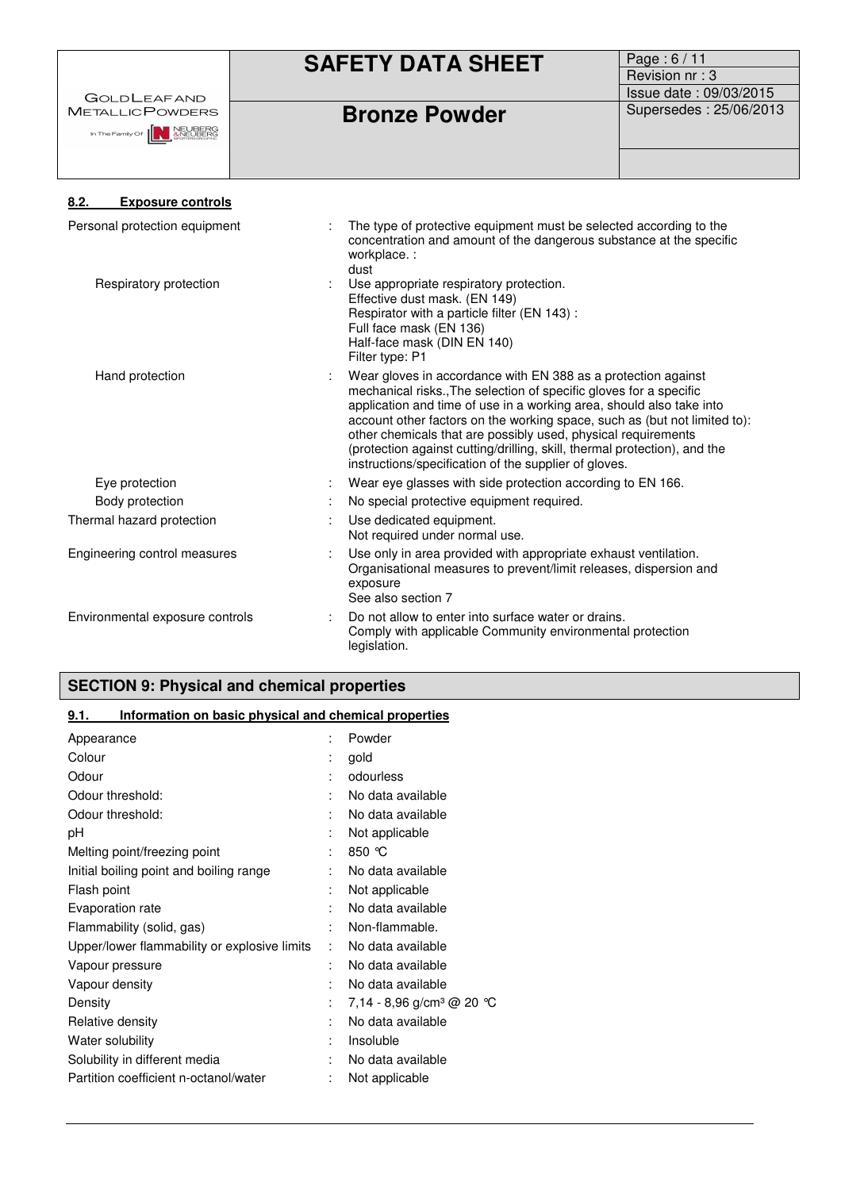#### 8.2. Exposure controls

| | | |
|---|---|---|
| Personal protection equipment | : | The type of protective equipment must be selected according to the concentration and amount of the dangerous substance at the specific workplace. : dust |
| Respiratory protection | : | Use appropriate respiratory protection. Effective dust mask. (EN 149) Respirator with a particle filter (EN 143) : Full face mask (EN 136) Half-face mask (DIN EN 140) Filter type: P1 |
| Hand protection | : | Wear gloves in accordance with EN 388 as a protection against mechanical risks.,The selection of specific gloves for a specific application and time of use in a working area, should also take into account other factors on the working space, such as (but not limited to): other chemicals that are possibly used, physical requirements (protection against cutting/drilling, skill, thermal protection), and the instructions/specification of the supplier of gloves. |
| Eye protection | : | Wear eye glasses with side protection according to EN 166. |
| Body protection | : | No special protective equipment required. |
| Thermal hazard protection | : | Use dedicated equipment. Not required under normal use. |
| Engineering control measures | : | Use only in area provided with appropriate exhaust ventilation. Organisational measures to prevent/limit releases, dispersion and exposure See also section 7 |
| Environmental exposure controls | : | Do not allow to enter into surface water or drains. Comply with applicable Community environmental protection legislation. |

## SECTION 9: Physical and chemical properties

#### 9.1. Information on basic physical and chemical properties

| | | |
|---|---|---|
| Appearance | : | Powder |
| Colour | : | gold |
| Odour | : | odourless |
| Odour threshold: | : | No data available |
| Odour threshold: | : | No data available |
| pH | : | Not applicable |
| Melting point/freezing point | : | 850 °C |
| Initial boiling point and boiling range | : | No data available |
| Flash point | : | Not applicable |
| Evaporation rate | : | No data available |
| Flammability (solid, gas) | : | Non-flammable. |
| Upper/lower flammability or explosive limits | : | No data available |
| Vapour pressure | : | No data available |
| Vapour density | : | No data available |
| Density | : | 7,14 - 8,96 g/cm³ @ 20 °C |
| Relative density | : | No data available |
| Water solubility | : | Insoluble |
| Solubility in different media | : | No data available |
| Partition coefficient n-octanol/water | : | Not applicable |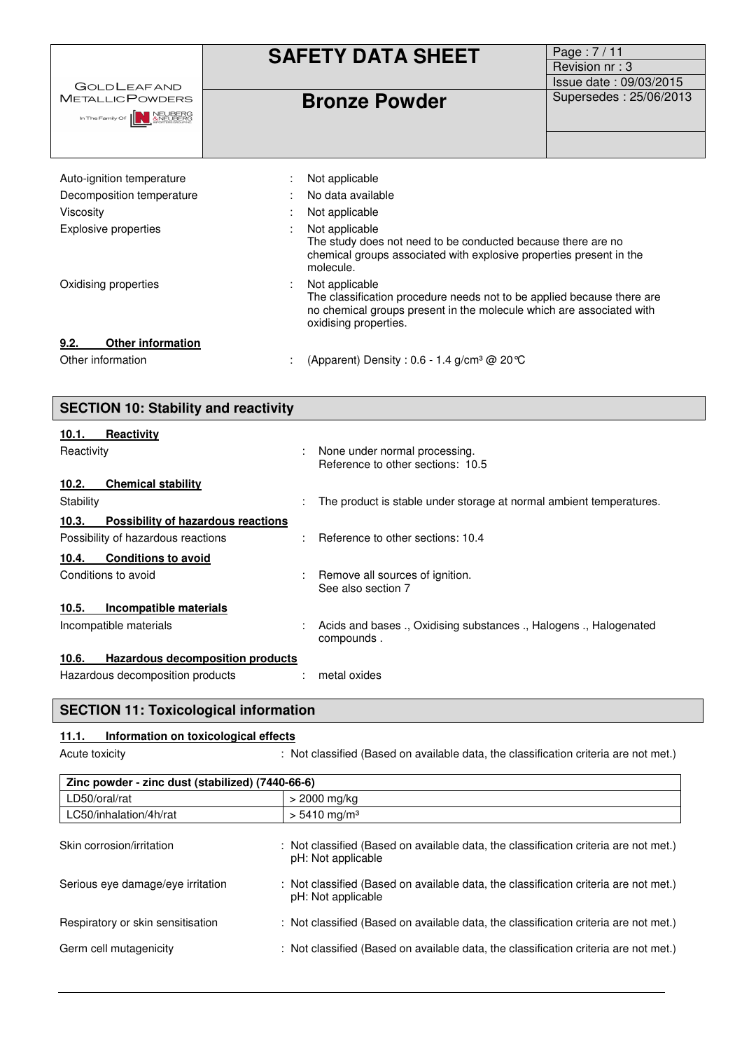| | | |
|---|---|---|
| Auto-ignition temperature | : | Not applicable |
| Decomposition temperature | : | No data available |
| Viscosity | : | Not applicable |
| Explosive properties | : | Not applicable<br>The study does not need to be conducted because there are no chemical groups associated with explosive properties present in the molecule. |
| Oxidising properties | : | Not applicable<br>The classification procedure needs not to be applied because there are no chemical groups present in the molecule which are associated with oxidising properties. |

### 9.2. Other information

Other information : (Apparent) Density : 0.6 - 1.4 g/cm³ @ 20°C

## SECTION 10: Stability and reactivity

### 10.1. Reactivity

Reactivity : None under normal processing.
Reference to other sections: 10.5

### 10.2. Chemical stability

Stability : The product is stable under storage at normal ambient temperatures.

### 10.3. Possibility of hazardous reactions

Possibility of hazardous reactions : Reference to other sections: 10.4

### 10.4. Conditions to avoid

Conditions to avoid : Remove all sources of ignition.
See also section 7

### 10.5. Incompatible materials

Incompatible materials : Acids and bases ., Oxidising substances ., Halogens ., Halogenated compounds .

### 10.6. Hazardous decomposition products

Hazardous decomposition products : metal oxides

## SECTION 11: Toxicological information

### 11.1. Information on toxicological effects

Acute toxicity : Not classified (Based on available data, the classification criteria are not met.)

| Zinc powder - zinc dust (stabilized) (7440-66-6) | |
|---|---|
| LD50/oral/rat | > 2000 mg/kg |
| LC50/inhalation/4h/rat | > 5410 mg/m³ |

Skin corrosion/irritation : Not classified (Based on available data, the classification criteria are not met.)
pH: Not applicable

Serious eye damage/eye irritation : Not classified (Based on available data, the classification criteria are not met.)
pH: Not applicable

Respiratory or skin sensitisation : Not classified (Based on available data, the classification criteria are not met.)

Germ cell mutagenicity : Not classified (Based on available data, the classification criteria are not met.)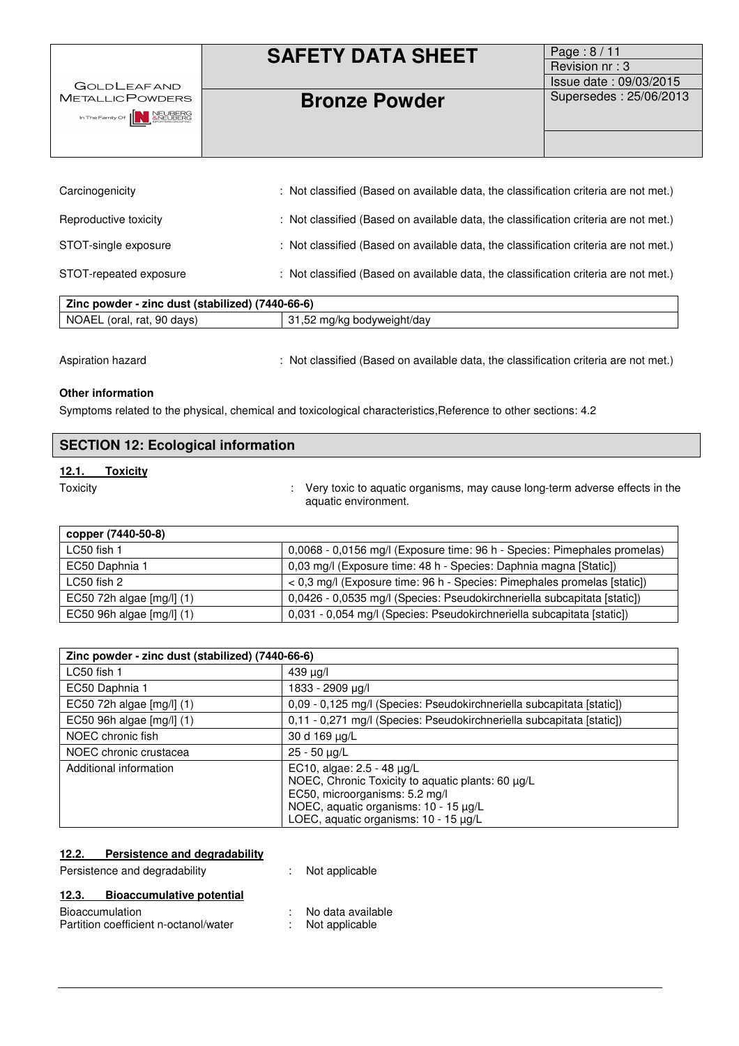Carcinogenicity : Not classified (Based on available data, the classification criteria are not met.)

Reproductive toxicity : Not classified (Based on available data, the classification criteria are not met.)

STOT-single exposure : Not classified (Based on available data, the classification criteria are not met.)

STOT-repeated exposure : Not classified (Based on available data, the classification criteria are not met.)

| Zinc powder - zinc dust (stabilized) (7440-66-6) | |
|---|---|
| NOAEL (oral, rat, 90 days) | 31,52 mg/kg bodyweight/day |

Aspiration hazard : Not classified (Based on available data, the classification criteria are not met.)

**Other information**

Symptoms related to the physical, chemical and toxicological characteristics,Reference to other sections: 4.2

## SECTION 12: Ecological information

### 12.1. Toxicity

Toxicity : Very toxic to aquatic organisms, may cause long-term adverse effects in the aquatic environment.

| copper (7440-50-8) | |
|---|---|
| LC50 fish 1 | 0,0068 - 0,0156 mg/l (Exposure time: 96 h - Species: Pimephales promelas) |
| EC50 Daphnia 1 | 0,03 mg/l (Exposure time: 48 h - Species: Daphnia magna [Static]) |
| LC50 fish 2 | < 0,3 mg/l (Exposure time: 96 h - Species: Pimephales promelas [static]) |
| EC50 72h algae [mg/l] (1) | 0,0426 - 0,0535 mg/l (Species: Pseudokirchneriella subcapitata [static]) |
| EC50 96h algae [mg/l] (1) | 0,031 - 0,054 mg/l (Species: Pseudokirchneriella subcapitata [static]) |

| Zinc powder - zinc dust (stabilized) (7440-66-6) | |
|---|---|
| LC50 fish 1 | 439 µg/l |
| EC50 Daphnia 1 | 1833 - 2909 µg/l |
| EC50 72h algae [mg/l] (1) | 0,09 - 0,125 mg/l (Species: Pseudokirchneriella subcapitata [static]) |
| EC50 96h algae [mg/l] (1) | 0,11 - 0,271 mg/l (Species: Pseudokirchneriella subcapitata [static]) |
| NOEC chronic fish | 30 d 169 µg/L |
| NOEC chronic crustacea | 25 - 50 µg/L |
| Additional information | EC10, algae: 2.5 - 48 µg/L<br>NOEC, Chronic Toxicity to aquatic plants: 60 µg/L<br>EC50, microorganisms: 5.2 mg/l<br>NOEC, aquatic organisms: 10 - 15 µg/L<br>LOEC, aquatic organisms: 10 - 15 µg/L |

### 12.2. Persistence and degradability

Persistence and degradability : Not applicable

### 12.3. Bioaccumulative potential

Bioaccumulation : No data available

Partition coefficient n-octanol/water : Not applicable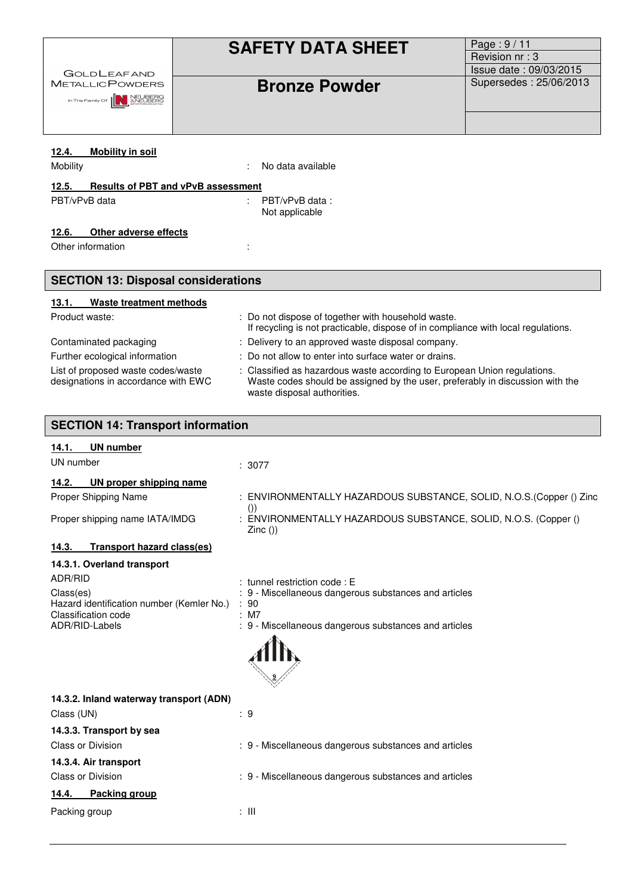#### 12.4. Mobility in soil

| | |
|---|---|
| Mobility | : No data available |

#### 12.5. Results of PBT and vPvB assessment

| | |
|---|---|
| PBT/vPvB data | : PBT/vPvB data : Not applicable |

#### 12.6. Other adverse effects

| | |
|---|---|
| Other information | : |

## SECTION 13: Disposal considerations

#### 13.1. Waste treatment methods

| | |
|---|---|
| Product waste: | : Do not dispose of together with household waste. If recycling is not practicable, dispose of in compliance with local regulations. |
| Contaminated packaging | : Delivery to an approved waste disposal company. |
| Further ecological information | : Do not allow to enter into surface water or drains. |
| List of proposed waste codes/waste designations in accordance with EWC | : Classified as hazardous waste according to European Union regulations. Waste codes should be assigned by the user, preferably in discussion with the waste disposal authorities. |

## SECTION 14: Transport information

#### 14.1. UN number

| | |
|---|---|
| UN number | : 3077 |

#### 14.2. UN proper shipping name

| | |
|---|---|
| Proper Shipping Name | : ENVIRONMENTALLY HAZARDOUS SUBSTANCE, SOLID, N.O.S.(Copper () Zinc ()) |
| Proper shipping name IATA/IMDG | : ENVIRONMENTALLY HAZARDOUS SUBSTANCE, SOLID, N.O.S. (Copper () Zinc ()) |

#### 14.3. Transport hazard class(es)

**14.3.1. Overland transport**

| | |
|---|---|
| ADR/RID | : tunnel restriction code : E |
| Class(es) | : 9 - Miscellaneous dangerous substances and articles |
| Hazard identification number (Kemler No.) | : 90 |
| Classification code | : M7 |
| ADR/RID-Labels | : 9 - Miscellaneous dangerous substances and articles |

**14.3.2. Inland waterway transport (ADN)**

| | |
|---|---|
| Class (UN) | : 9 |

**14.3.3. Transport by sea**

| | |
|---|---|
| Class or Division | : 9 - Miscellaneous dangerous substances and articles |

**14.3.4. Air transport**

| | |
|---|---|
| Class or Division | : 9 - Miscellaneous dangerous substances and articles |

#### 14.4. Packing group

| | |
|---|---|
| Packing group | : III |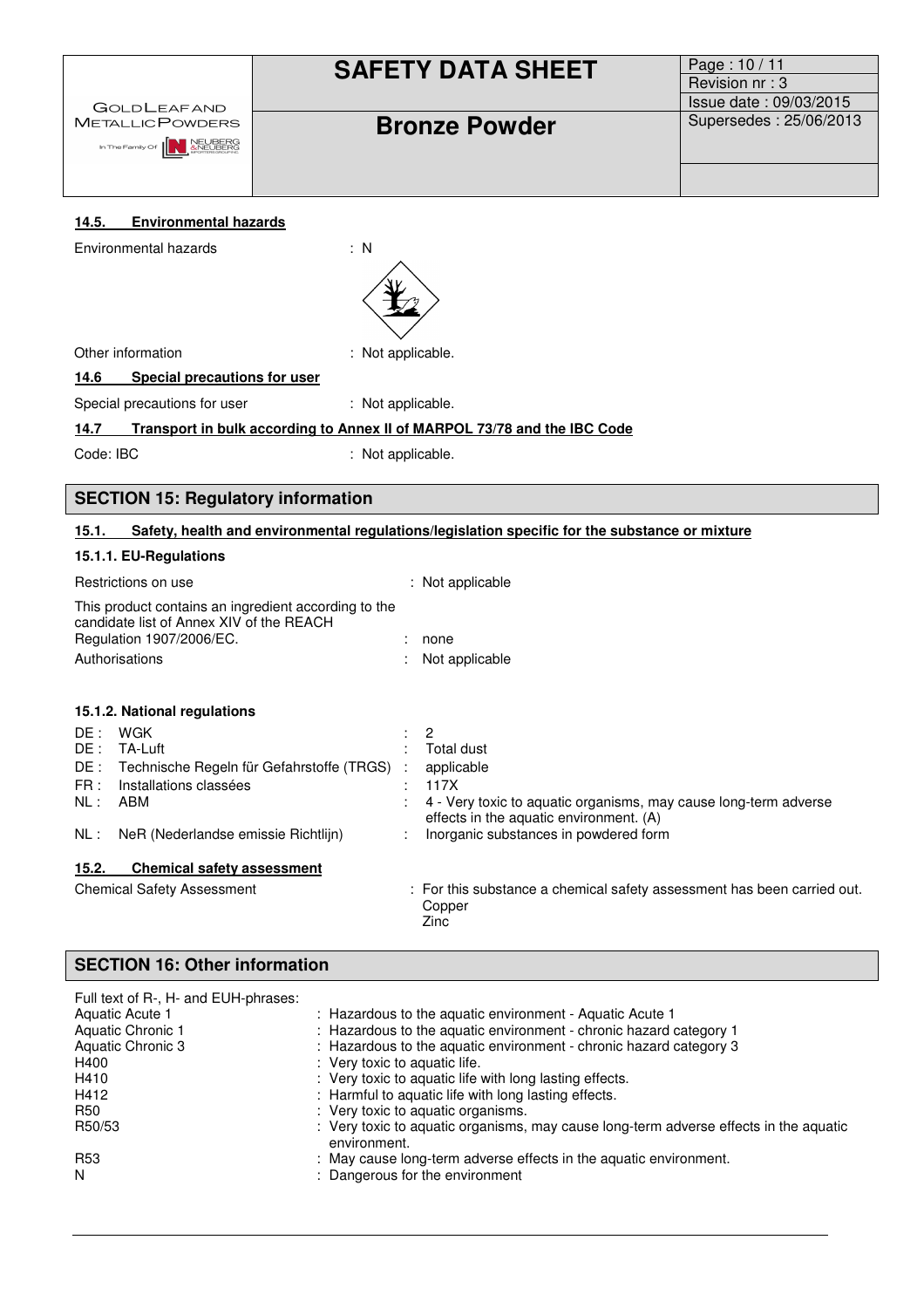#### 14.5. Environmental hazards

Environmental hazards : N

Other information : Not applicable.

#### 14.6 Special precautions for user

Special precautions for user : Not applicable.

#### 14.7 Transport in bulk according to Annex II of MARPOL 73/78 and the IBC Code

Code: IBC : Not applicable.

## SECTION 15: Regulatory information

### 15.1. Safety, health and environmental regulations/legislation specific for the substance or mixture

#### 15.1.1. EU-Regulations

Restrictions on use : Not applicable

This product contains an ingredient according to the candidate list of Annex XIV of the REACH Regulation 1907/2006/EC. : none

Authorisations : Not applicable

#### 15.1.2. National regulations

| | | |
|---|---|---|
| DE : | WGK | 2 |
| DE : | TA-Luft | Total dust |
| DE : | Technische Regeln für Gefahrstoffe (TRGS) | applicable |
| FR : | Installations classées | 117X |
| NL : | ABM | 4 - Very toxic to aquatic organisms, may cause long-term adverse effects in the aquatic environment. (A) |
| NL : | NeR (Nederlandse emissie Richtlijn) | Inorganic substances in powdered form |

### 15.2. Chemical safety assessment

Chemical Safety Assessment : For this substance a chemical safety assessment has been carried out.
Copper
Zinc

## SECTION 16: Other information

Full text of R-, H- and EUH-phrases:

| | |
|---|---|
| Aquatic Acute 1 | Hazardous to the aquatic environment - Aquatic Acute 1 |
| Aquatic Chronic 1 | Hazardous to the aquatic environment - chronic hazard category 1 |
| Aquatic Chronic 3 | Hazardous to the aquatic environment - chronic hazard category 3 |
| H400 | Very toxic to aquatic life. |
| H410 | Very toxic to aquatic life with long lasting effects. |
| H412 | Harmful to aquatic life with long lasting effects. |
| R50 | Very toxic to aquatic organisms. |
| R50/53 | Very toxic to aquatic organisms, may cause long-term adverse effects in the aquatic environment. |
| R53 | May cause long-term adverse effects in the aquatic environment. |
| N | Dangerous for the environment |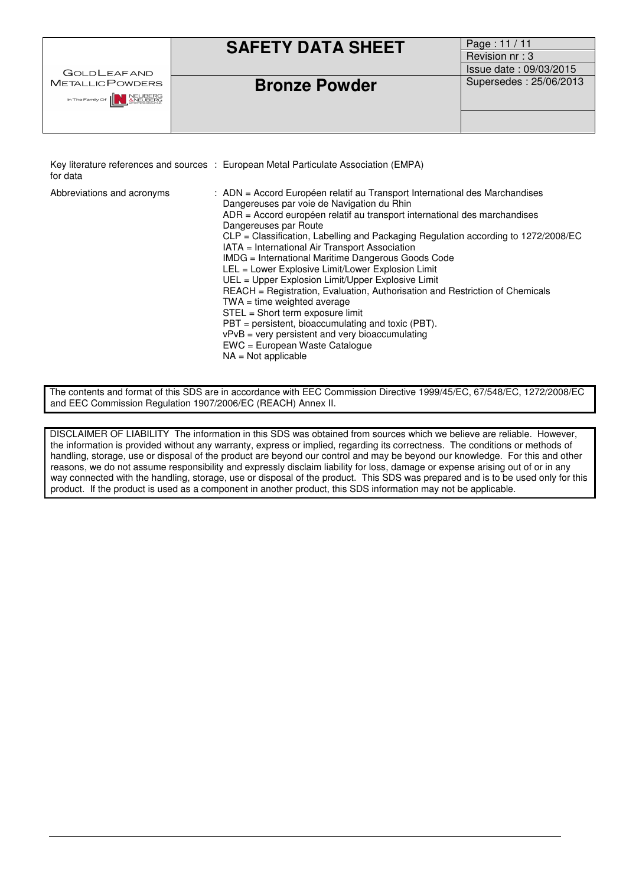Key literature references and sources for data : European Metal Particulate Association (EMPA)

Abbreviations and acronyms :
ADN = Accord Européen relatif au Transport International des Marchandises Dangereuses par voie de Navigation du Rhin
ADR = Accord européen relatif au transport international des marchandises Dangereuses par Route
CLP = Classification, Labelling and Packaging Regulation according to 1272/2008/EC
IATA = International Air Transport Association
IMDG = International Maritime Dangerous Goods Code
LEL = Lower Explosive Limit/Lower Explosion Limit
UEL = Upper Explosion Limit/Upper Explosive Limit
REACH = Registration, Evaluation, Authorisation and Restriction of Chemicals
TWA = time weighted average
STEL = Short term exposure limit
PBT = persistent, bioaccumulating and toxic (PBT).
vPvB = very persistent and very bioaccumulating
EWC = European Waste Catalogue
NA = Not applicable

The contents and format of this SDS are in accordance with EEC Commission Directive 1999/45/EC, 67/548/EC, 1272/2008/EC and EEC Commission Regulation 1907/2006/EC (REACH) Annex II.

DISCLAIMER OF LIABILITY The information in this SDS was obtained from sources which we believe are reliable. However, the information is provided without any warranty, express or implied, regarding its correctness. The conditions or methods of handling, storage, use or disposal of the product are beyond our control and may be beyond our knowledge. For this and other reasons, we do not assume responsibility and expressly disclaim liability for loss, damage or expense arising out of or in any way connected with the handling, storage, use or disposal of the product. This SDS was prepared and is to be used only for this product. If the product is used as a component in another product, this SDS information may not be applicable.